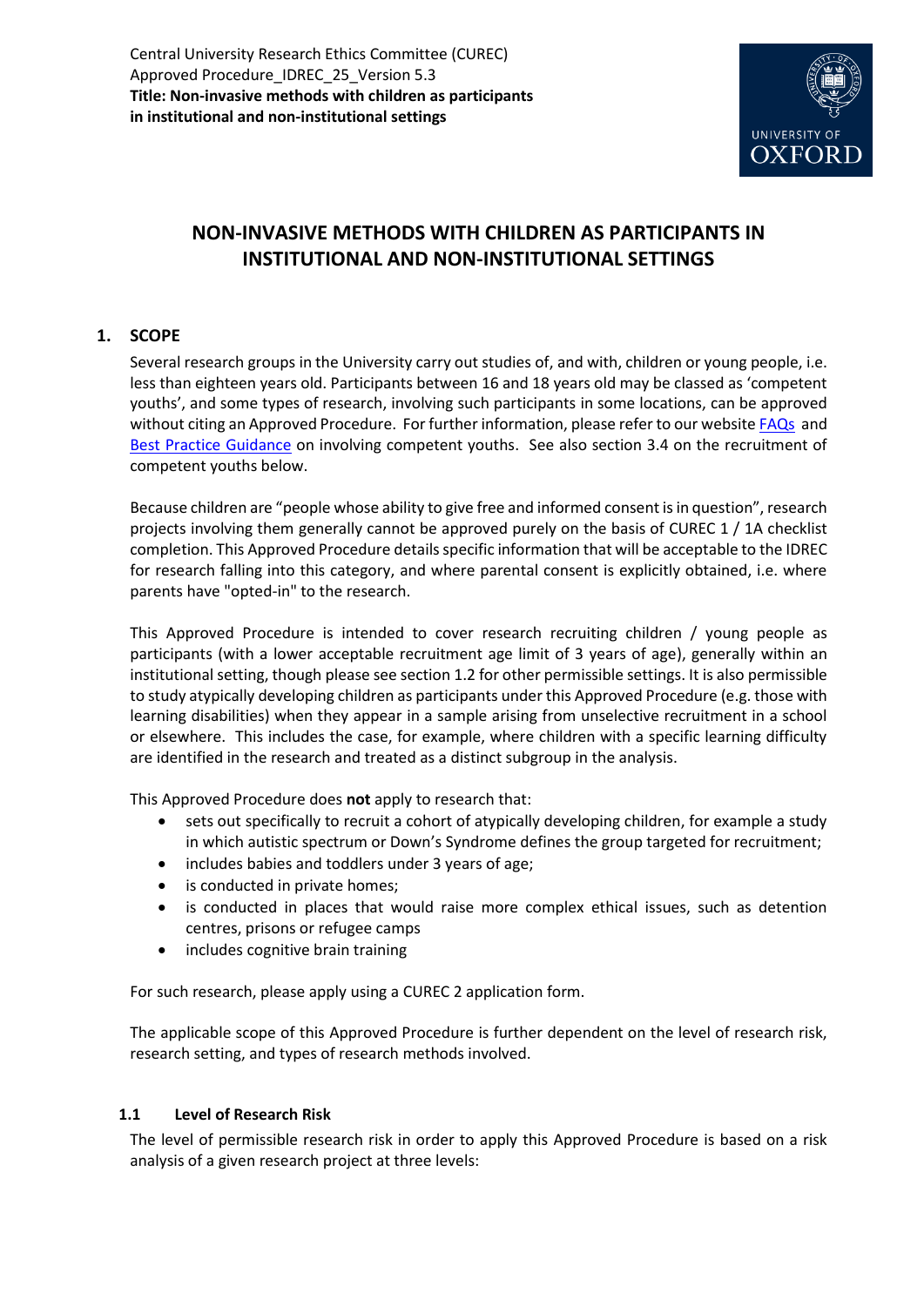Central University Research Ethics Committee (CUREC)
Approved Procedure_IDREC_25_Version 5.3
**Title: Non-invasive methods with children as participants in institutional and non-institutional settings**

# NON-INVASIVE METHODS WITH CHILDREN AS PARTICIPANTS IN INSTITUTIONAL AND NON-INSTITUTIONAL SETTINGS

## 1. SCOPE

Several research groups in the University carry out studies of, and with, children or young people, i.e. less than eighteen years old. Participants between 16 and 18 years old may be classed as 'competent youths', and some types of research, involving such participants in some locations, can be approved without citing an Approved Procedure. For further information, please refer to our website FAQs and Best Practice Guidance on involving competent youths. See also section 3.4 on the recruitment of competent youths below.

Because children are "people whose ability to give free and informed consent is in question", research projects involving them generally cannot be approved purely on the basis of CUREC 1 / 1A checklist completion. This Approved Procedure details specific information that will be acceptable to the IDREC for research falling into this category, and where parental consent is explicitly obtained, i.e. where parents have "opted-in" to the research.

This Approved Procedure is intended to cover research recruiting children / young people as participants (with a lower acceptable recruitment age limit of 3 years of age), generally within an institutional setting, though please see section 1.2 for other permissible settings. It is also permissible to study atypically developing children as participants under this Approved Procedure (e.g. those with learning disabilities) when they appear in a sample arising from unselective recruitment in a school or elsewhere. This includes the case, for example, where children with a specific learning difficulty are identified in the research and treated as a distinct subgroup in the analysis.

This Approved Procedure does **not** apply to research that:

- sets out specifically to recruit a cohort of atypically developing children, for example a study in which autistic spectrum or Down's Syndrome defines the group targeted for recruitment;
- includes babies and toddlers under 3 years of age;
- is conducted in private homes;
- is conducted in places that would raise more complex ethical issues, such as detention centres, prisons or refugee camps
- includes cognitive brain training

For such research, please apply using a CUREC 2 application form.

The applicable scope of this Approved Procedure is further dependent on the level of research risk, research setting, and types of research methods involved.

### 1.1 Level of Research Risk

The level of permissible research risk in order to apply this Approved Procedure is based on a risk analysis of a given research project at three levels: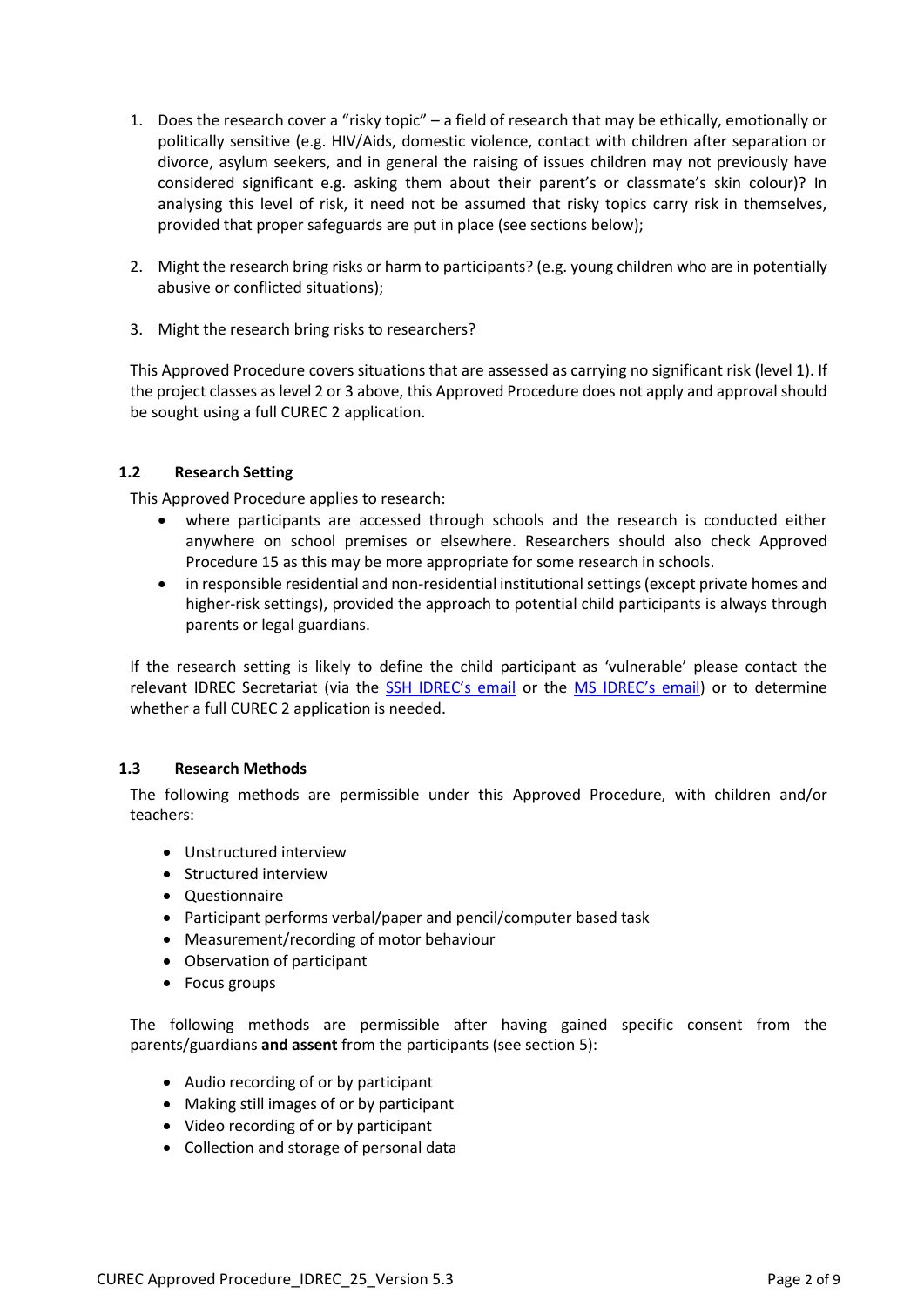1. Does the research cover a "risky topic" – a field of research that may be ethically, emotionally or politically sensitive (e.g. HIV/Aids, domestic violence, contact with children after separation or divorce, asylum seekers, and in general the raising of issues children may not previously have considered significant e.g. asking them about their parent's or classmate's skin colour)? In analysing this level of risk, it need not be assumed that risky topics carry risk in themselves, provided that proper safeguards are put in place (see sections below);

2. Might the research bring risks or harm to participants? (e.g. young children who are in potentially abusive or conflicted situations);

3. Might the research bring risks to researchers?

This Approved Procedure covers situations that are assessed as carrying no significant risk (level 1). If the project classes as level 2 or 3 above, this Approved Procedure does not apply and approval should be sought using a full CUREC 2 application.

### 1.2 Research Setting

This Approved Procedure applies to research:

- where participants are accessed through schools and the research is conducted either anywhere on school premises or elsewhere. Researchers should also check Approved Procedure 15 as this may be more appropriate for some research in schools.
- in responsible residential and non-residential institutional settings (except private homes and higher-risk settings), provided the approach to potential child participants is always through parents or legal guardians.

If the research setting is likely to define the child participant as 'vulnerable' please contact the relevant IDREC Secretariat (via the SSH IDREC's email or the MS IDREC's email) or to determine whether a full CUREC 2 application is needed.

### 1.3 Research Methods

The following methods are permissible under this Approved Procedure, with children and/or teachers:

- Unstructured interview
- Structured interview
- Questionnaire
- Participant performs verbal/paper and pencil/computer based task
- Measurement/recording of motor behaviour
- Observation of participant
- Focus groups

The following methods are permissible after having gained specific consent from the parents/guardians **and assent** from the participants (see section 5):

- Audio recording of or by participant
- Making still images of or by participant
- Video recording of or by participant
- Collection and storage of personal data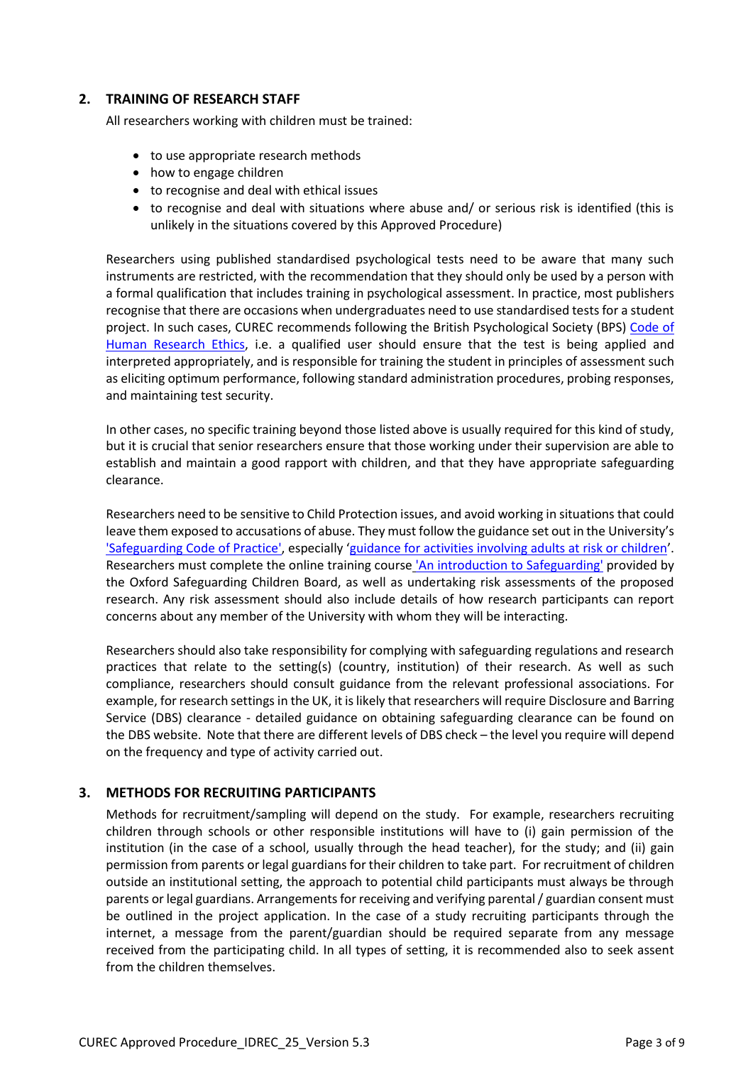## 2. TRAINING OF RESEARCH STAFF

All researchers working with children must be trained:

- to use appropriate research methods
- how to engage children
- to recognise and deal with ethical issues
- to recognise and deal with situations where abuse and/ or serious risk is identified (this is unlikely in the situations covered by this Approved Procedure)

Researchers using published standardised psychological tests need to be aware that many such instruments are restricted, with the recommendation that they should only be used by a person with a formal qualification that includes training in psychological assessment. In practice, most publishers recognise that there are occasions when undergraduates need to use standardised tests for a student project. In such cases, CUREC recommends following the British Psychological Society (BPS) Code of Human Research Ethics, i.e. a qualified user should ensure that the test is being applied and interpreted appropriately, and is responsible for training the student in principles of assessment such as eliciting optimum performance, following standard administration procedures, probing responses, and maintaining test security.

In other cases, no specific training beyond those listed above is usually required for this kind of study, but it is crucial that senior researchers ensure that those working under their supervision are able to establish and maintain a good rapport with children, and that they have appropriate safeguarding clearance.

Researchers need to be sensitive to Child Protection issues, and avoid working in situations that could leave them exposed to accusations of abuse. They must follow the guidance set out in the University's 'Safeguarding Code of Practice', especially 'guidance for activities involving adults at risk or children'. Researchers must complete the online training course 'An introduction to Safeguarding' provided by the Oxford Safeguarding Children Board, as well as undertaking risk assessments of the proposed research. Any risk assessment should also include details of how research participants can report concerns about any member of the University with whom they will be interacting.

Researchers should also take responsibility for complying with safeguarding regulations and research practices that relate to the setting(s) (country, institution) of their research. As well as such compliance, researchers should consult guidance from the relevant professional associations. For example, for research settings in the UK, it is likely that researchers will require Disclosure and Barring Service (DBS) clearance - detailed guidance on obtaining safeguarding clearance can be found on the DBS website. Note that there are different levels of DBS check – the level you require will depend on the frequency and type of activity carried out.

## 3. METHODS FOR RECRUITING PARTICIPANTS

Methods for recruitment/sampling will depend on the study. For example, researchers recruiting children through schools or other responsible institutions will have to (i) gain permission of the institution (in the case of a school, usually through the head teacher), for the study; and (ii) gain permission from parents or legal guardians for their children to take part. For recruitment of children outside an institutional setting, the approach to potential child participants must always be through parents or legal guardians. Arrangements for receiving and verifying parental / guardian consent must be outlined in the project application. In the case of a study recruiting participants through the internet, a message from the parent/guardian should be required separate from any message received from the participating child. In all types of setting, it is recommended also to seek assent from the children themselves.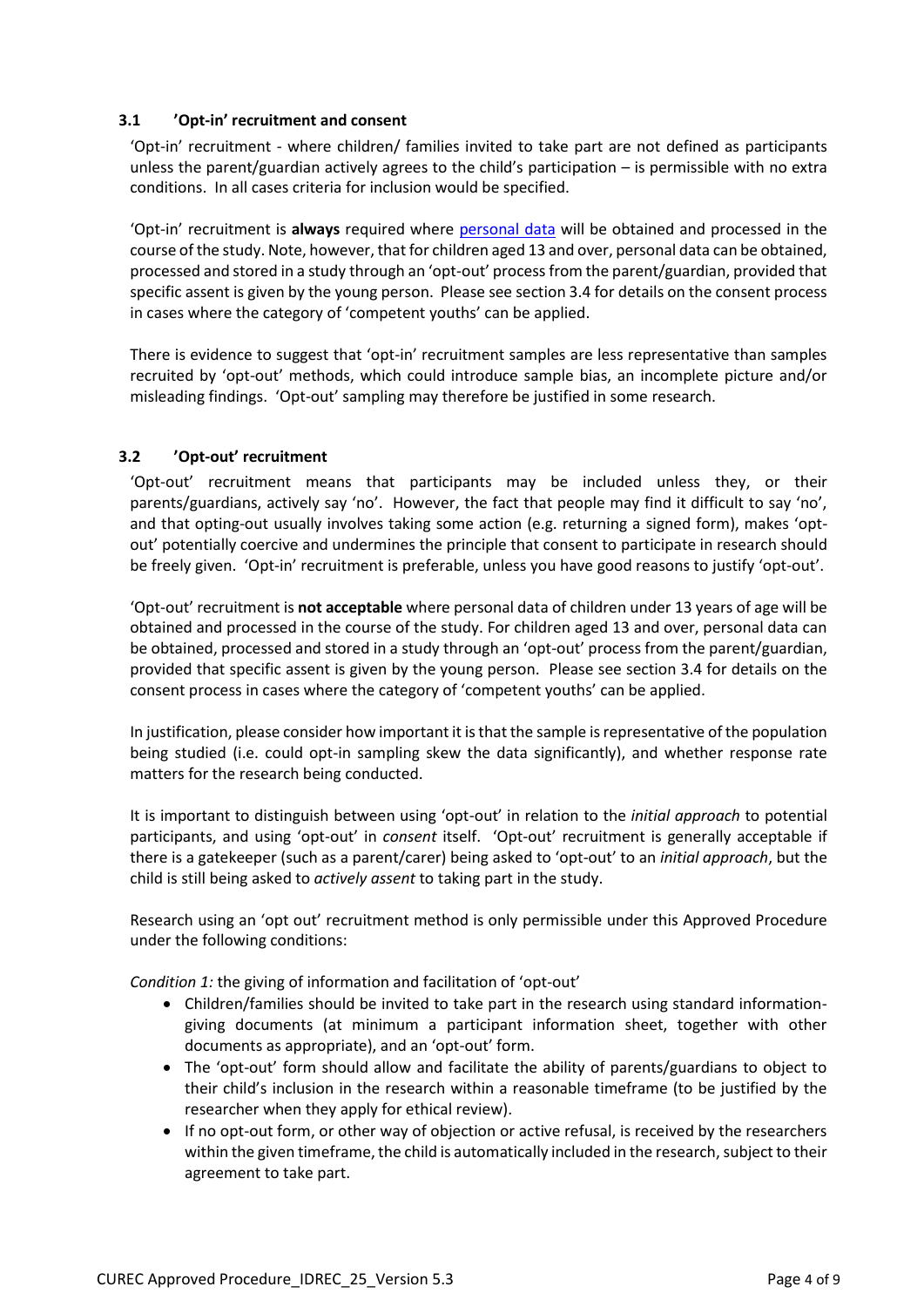### 3.1 'Opt-in' recruitment and consent

'Opt-in' recruitment - where children/ families invited to take part are not defined as participants unless the parent/guardian actively agrees to the child's participation – is permissible with no extra conditions. In all cases criteria for inclusion would be specified.

'Opt-in' recruitment is **always** required where [personal data]() will be obtained and processed in the course of the study. Note, however, that for children aged 13 and over, personal data can be obtained, processed and stored in a study through an 'opt-out' process from the parent/guardian, provided that specific assent is given by the young person. Please see section 3.4 for details on the consent process in cases where the category of 'competent youths' can be applied.

There is evidence to suggest that 'opt-in' recruitment samples are less representative than samples recruited by 'opt-out' methods, which could introduce sample bias, an incomplete picture and/or misleading findings. 'Opt-out' sampling may therefore be justified in some research.

### 3.2 'Opt-out' recruitment

'Opt-out' recruitment means that participants may be included unless they, or their parents/guardians, actively say 'no'. However, the fact that people may find it difficult to say 'no', and that opting-out usually involves taking some action (e.g. returning a signed form), makes 'opt-out' potentially coercive and undermines the principle that consent to participate in research should be freely given. 'Opt-in' recruitment is preferable, unless you have good reasons to justify 'opt-out'.

'Opt-out' recruitment is **not acceptable** where personal data of children under 13 years of age will be obtained and processed in the course of the study. For children aged 13 and over, personal data can be obtained, processed and stored in a study through an 'opt-out' process from the parent/guardian, provided that specific assent is given by the young person. Please see section 3.4 for details on the consent process in cases where the category of 'competent youths' can be applied.

In justification, please consider how important it is that the sample is representative of the population being studied (i.e. could opt-in sampling skew the data significantly), and whether response rate matters for the research being conducted.

It is important to distinguish between using 'opt-out' in relation to the *initial approach* to potential participants, and using 'opt-out' in *consent* itself. 'Opt-out' recruitment is generally acceptable if there is a gatekeeper (such as a parent/carer) being asked to 'opt-out' to an *initial approach*, but the child is still being asked to *actively assent* to taking part in the study.

Research using an 'opt out' recruitment method is only permissible under this Approved Procedure under the following conditions:

*Condition 1:* the giving of information and facilitation of 'opt-out'

- Children/families should be invited to take part in the research using standard information-giving documents (at minimum a participant information sheet, together with other documents as appropriate), and an 'opt-out' form.
- The 'opt-out' form should allow and facilitate the ability of parents/guardians to object to their child's inclusion in the research within a reasonable timeframe (to be justified by the researcher when they apply for ethical review).
- If no opt-out form, or other way of objection or active refusal, is received by the researchers within the given timeframe, the child is automatically included in the research, subject to their agreement to take part.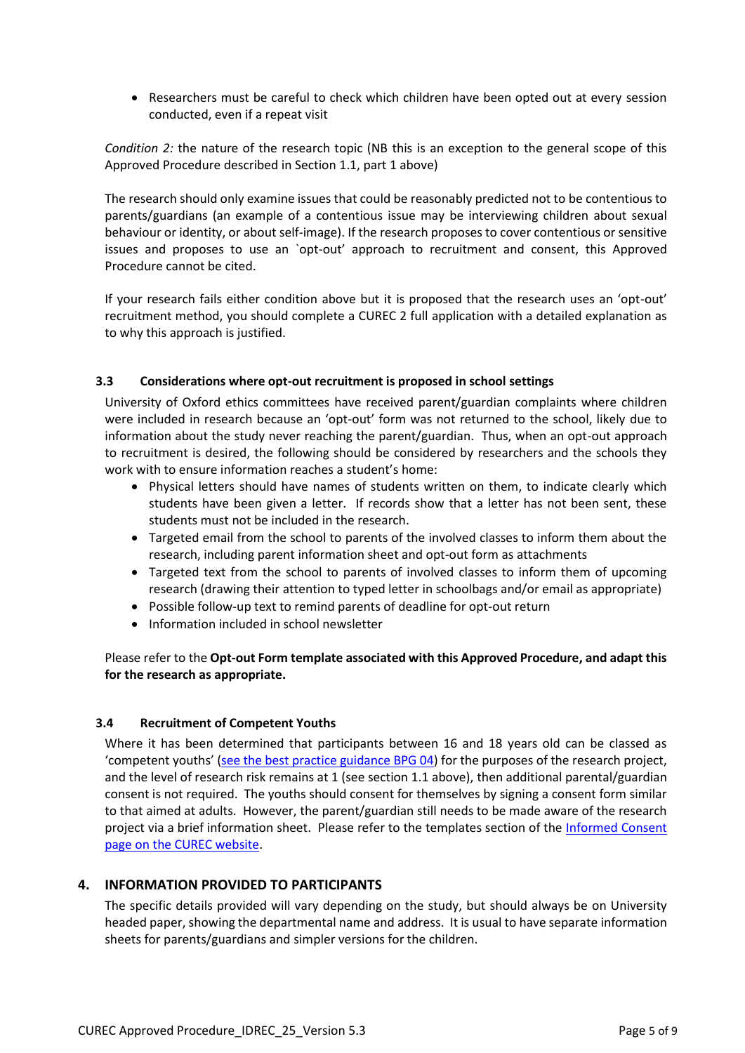- Researchers must be careful to check which children have been opted out at every session conducted, even if a repeat visit

*Condition 2:* the nature of the research topic (NB this is an exception to the general scope of this Approved Procedure described in Section 1.1, part 1 above)

The research should only examine issues that could be reasonably predicted not to be contentious to parents/guardians (an example of a contentious issue may be interviewing children about sexual behaviour or identity, or about self-image). If the research proposes to cover contentious or sensitive issues and proposes to use an `opt-out' approach to recruitment and consent, this Approved Procedure cannot be cited.

If your research fails either condition above but it is proposed that the research uses an 'opt-out' recruitment method, you should complete a CUREC 2 full application with a detailed explanation as to why this approach is justified.

### 3.3 Considerations where opt-out recruitment is proposed in school settings

University of Oxford ethics committees have received parent/guardian complaints where children were included in research because an 'opt-out' form was not returned to the school, likely due to information about the study never reaching the parent/guardian. Thus, when an opt-out approach to recruitment is desired, the following should be considered by researchers and the schools they work with to ensure information reaches a student's home:

- Physical letters should have names of students written on them, to indicate clearly which students have been given a letter. If records show that a letter has not been sent, these students must not be included in the research.
- Targeted email from the school to parents of the involved classes to inform them about the research, including parent information sheet and opt-out form as attachments
- Targeted text from the school to parents of involved classes to inform them of upcoming research (drawing their attention to typed letter in schoolbags and/or email as appropriate)
- Possible follow-up text to remind parents of deadline for opt-out return
- Information included in school newsletter

Please refer to the **Opt-out Form template associated with this Approved Procedure, and adapt this for the research as appropriate.**

### 3.4 Recruitment of Competent Youths

Where it has been determined that participants between 16 and 18 years old can be classed as 'competent youths' (see the best practice guidance BPG 04) for the purposes of the research project, and the level of research risk remains at 1 (see section 1.1 above), then additional parental/guardian consent is not required. The youths should consent for themselves by signing a consent form similar to that aimed at adults. However, the parent/guardian still needs to be made aware of the research project via a brief information sheet. Please refer to the templates section of the Informed Consent page on the CUREC website.

## 4. INFORMATION PROVIDED TO PARTICIPANTS

The specific details provided will vary depending on the study, but should always be on University headed paper, showing the departmental name and address. It is usual to have separate information sheets for parents/guardians and simpler versions for the children.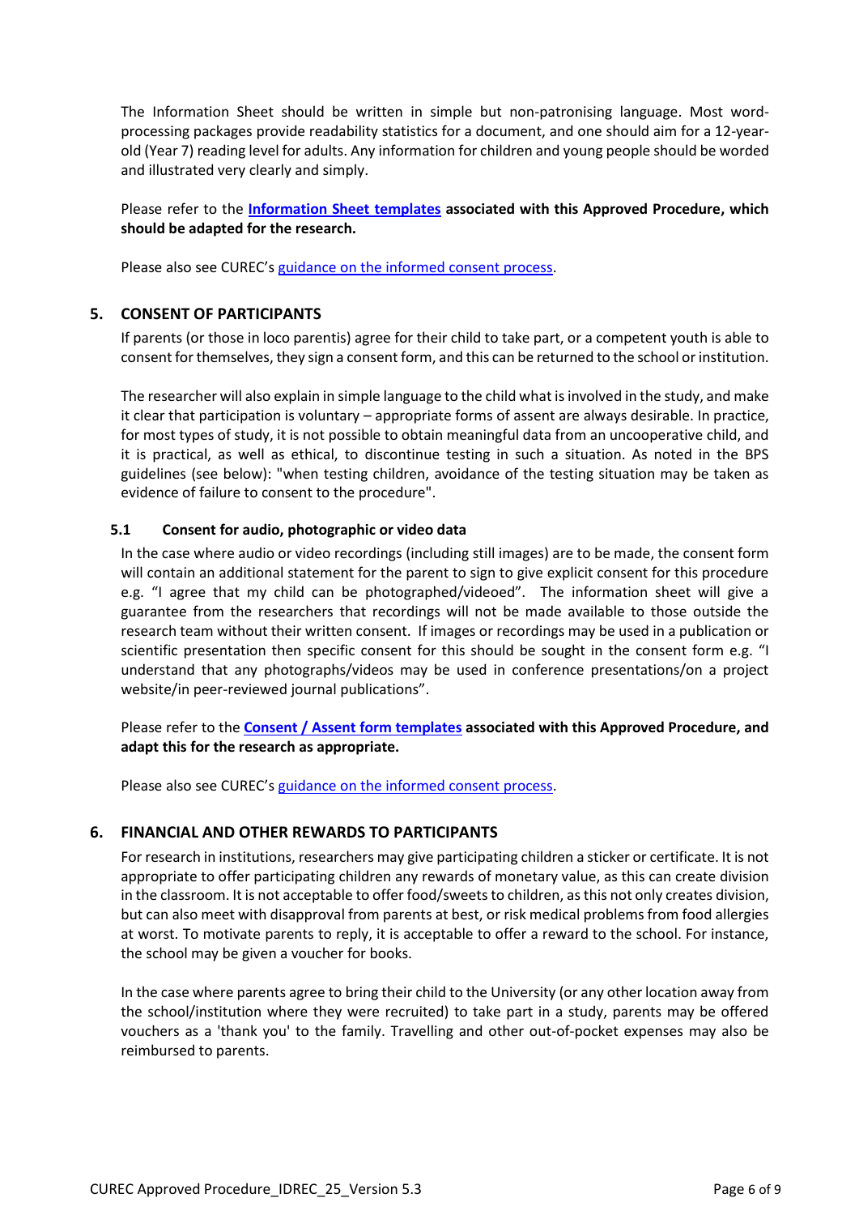The Information Sheet should be written in simple but non-patronising language. Most word-processing packages provide readability statistics for a document, and one should aim for a 12-year-old (Year 7) reading level for adults. Any information for children and young people should be worded and illustrated very clearly and simply.

Please refer to the **Information Sheet templates associated with this Approved Procedure, which should be adapted for the research.**

Please also see CUREC's guidance on the informed consent process.

## 5. CONSENT OF PARTICIPANTS

If parents (or those in loco parentis) agree for their child to take part, or a competent youth is able to consent for themselves, they sign a consent form, and this can be returned to the school or institution.

The researcher will also explain in simple language to the child what is involved in the study, and make it clear that participation is voluntary – appropriate forms of assent are always desirable. In practice, for most types of study, it is not possible to obtain meaningful data from an uncooperative child, and it is practical, as well as ethical, to discontinue testing in such a situation. As noted in the BPS guidelines (see below): "when testing children, avoidance of the testing situation may be taken as evidence of failure to consent to the procedure".

### 5.1 Consent for audio, photographic or video data

In the case where audio or video recordings (including still images) are to be made, the consent form will contain an additional statement for the parent to sign to give explicit consent for this procedure e.g. "I agree that my child can be photographed/videoed". The information sheet will give a guarantee from the researchers that recordings will not be made available to those outside the research team without their written consent. If images or recordings may be used in a publication or scientific presentation then specific consent for this should be sought in the consent form e.g. "I understand that any photographs/videos may be used in conference presentations/on a project website/in peer-reviewed journal publications".

Please refer to the **Consent / Assent form templates associated with this Approved Procedure, and adapt this for the research as appropriate.**

Please also see CUREC's guidance on the informed consent process.

## 6. FINANCIAL AND OTHER REWARDS TO PARTICIPANTS

For research in institutions, researchers may give participating children a sticker or certificate. It is not appropriate to offer participating children any rewards of monetary value, as this can create division in the classroom. It is not acceptable to offer food/sweets to children, as this not only creates division, but can also meet with disapproval from parents at best, or risk medical problems from food allergies at worst. To motivate parents to reply, it is acceptable to offer a reward to the school. For instance, the school may be given a voucher for books.

In the case where parents agree to bring their child to the University (or any other location away from the school/institution where they were recruited) to take part in a study, parents may be offered vouchers as a 'thank you' to the family. Travelling and other out-of-pocket expenses may also be reimbursed to parents.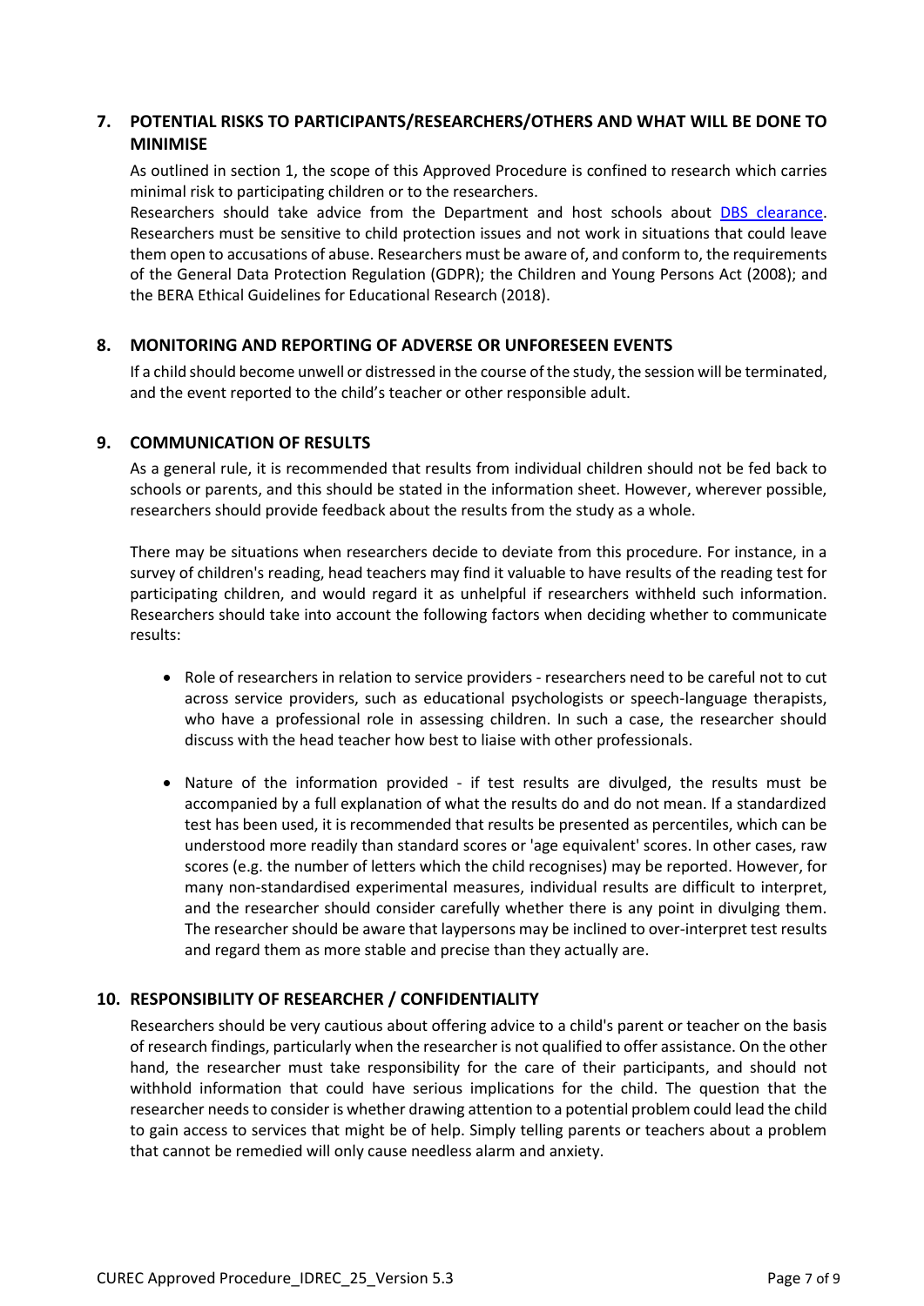## 7. POTENTIAL RISKS TO PARTICIPANTS/RESEARCHERS/OTHERS AND WHAT WILL BE DONE TO MINIMISE

As outlined in section 1, the scope of this Approved Procedure is confined to research which carries minimal risk to participating children or to the researchers.

Researchers should take advice from the Department and host schools about DBS clearance. Researchers must be sensitive to child protection issues and not work in situations that could leave them open to accusations of abuse. Researchers must be aware of, and conform to, the requirements of the General Data Protection Regulation (GDPR); the Children and Young Persons Act (2008); and the BERA Ethical Guidelines for Educational Research (2018).

## 8. MONITORING AND REPORTING OF ADVERSE OR UNFORESEEN EVENTS

If a child should become unwell or distressed in the course of the study, the session will be terminated, and the event reported to the child's teacher or other responsible adult.

## 9. COMMUNICATION OF RESULTS

As a general rule, it is recommended that results from individual children should not be fed back to schools or parents, and this should be stated in the information sheet. However, wherever possible, researchers should provide feedback about the results from the study as a whole.

There may be situations when researchers decide to deviate from this procedure. For instance, in a survey of children's reading, head teachers may find it valuable to have results of the reading test for participating children, and would regard it as unhelpful if researchers withheld such information. Researchers should take into account the following factors when deciding whether to communicate results:

- Role of researchers in relation to service providers - researchers need to be careful not to cut across service providers, such as educational psychologists or speech-language therapists, who have a professional role in assessing children. In such a case, the researcher should discuss with the head teacher how best to liaise with other professionals.
- Nature of the information provided - if test results are divulged, the results must be accompanied by a full explanation of what the results do and do not mean. If a standardized test has been used, it is recommended that results be presented as percentiles, which can be understood more readily than standard scores or 'age equivalent' scores. In other cases, raw scores (e.g. the number of letters which the child recognises) may be reported. However, for many non-standardised experimental measures, individual results are difficult to interpret, and the researcher should consider carefully whether there is any point in divulging them. The researcher should be aware that laypersons may be inclined to over-interpret test results and regard them as more stable and precise than they actually are.

## 10. RESPONSIBILITY OF RESEARCHER / CONFIDENTIALITY

Researchers should be very cautious about offering advice to a child's parent or teacher on the basis of research findings, particularly when the researcher is not qualified to offer assistance. On the other hand, the researcher must take responsibility for the care of their participants, and should not withhold information that could have serious implications for the child. The question that the researcher needs to consider is whether drawing attention to a potential problem could lead the child to gain access to services that might be of help. Simply telling parents or teachers about a problem that cannot be remedied will only cause needless alarm and anxiety.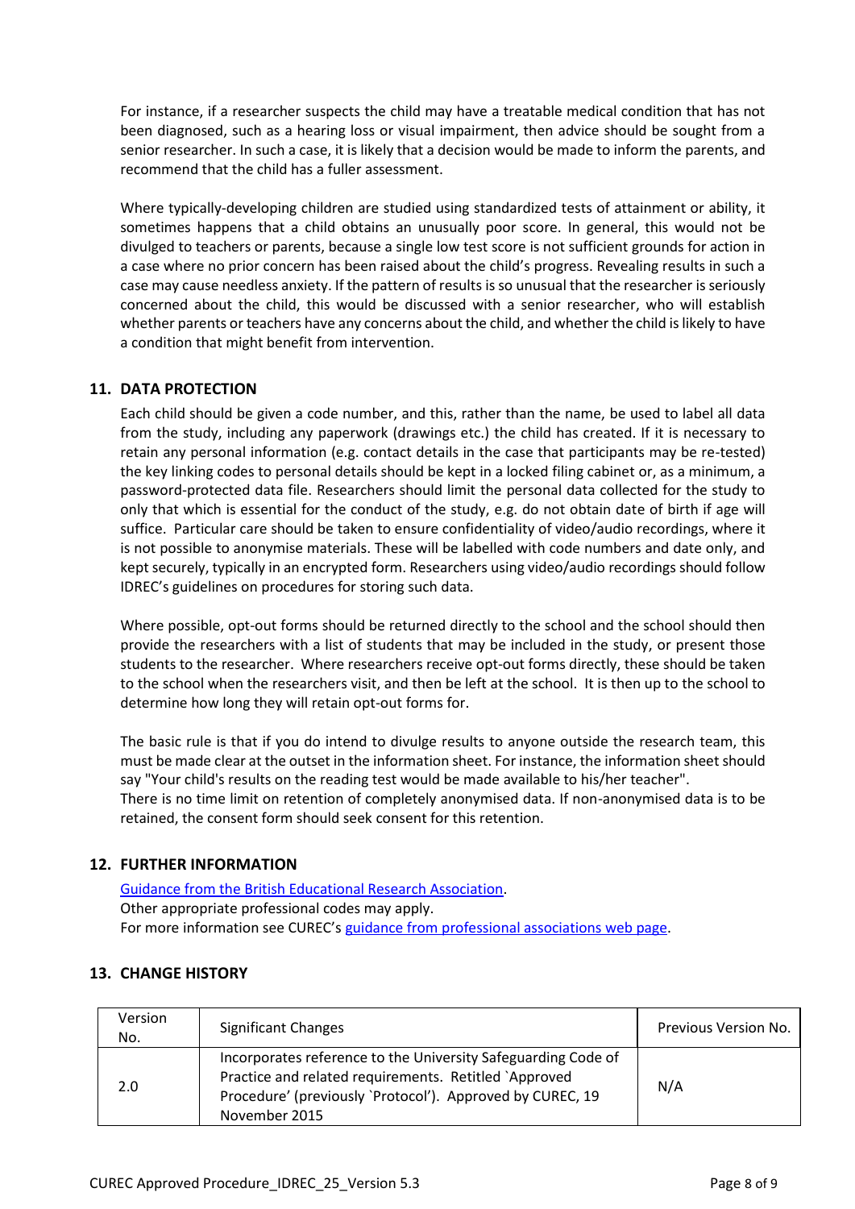For instance, if a researcher suspects the child may have a treatable medical condition that has not been diagnosed, such as a hearing loss or visual impairment, then advice should be sought from a senior researcher. In such a case, it is likely that a decision would be made to inform the parents, and recommend that the child has a fuller assessment.

Where typically-developing children are studied using standardized tests of attainment or ability, it sometimes happens that a child obtains an unusually poor score. In general, this would not be divulged to teachers or parents, because a single low test score is not sufficient grounds for action in a case where no prior concern has been raised about the child's progress. Revealing results in such a case may cause needless anxiety. If the pattern of results is so unusual that the researcher is seriously concerned about the child, this would be discussed with a senior researcher, who will establish whether parents or teachers have any concerns about the child, and whether the child is likely to have a condition that might benefit from intervention.

## 11. DATA PROTECTION

Each child should be given a code number, and this, rather than the name, be used to label all data from the study, including any paperwork (drawings etc.) the child has created. If it is necessary to retain any personal information (e.g. contact details in the case that participants may be re-tested) the key linking codes to personal details should be kept in a locked filing cabinet or, as a minimum, a password-protected data file. Researchers should limit the personal data collected for the study to only that which is essential for the conduct of the study, e.g. do not obtain date of birth if age will suffice. Particular care should be taken to ensure confidentiality of video/audio recordings, where it is not possible to anonymise materials. These will be labelled with code numbers and date only, and kept securely, typically in an encrypted form. Researchers using video/audio recordings should follow IDREC's guidelines on procedures for storing such data.

Where possible, opt-out forms should be returned directly to the school and the school should then provide the researchers with a list of students that may be included in the study, or present those students to the researcher. Where researchers receive opt-out forms directly, these should be taken to the school when the researchers visit, and then be left at the school. It is then up to the school to determine how long they will retain opt-out forms for.

The basic rule is that if you do intend to divulge results to anyone outside the research team, this must be made clear at the outset in the information sheet. For instance, the information sheet should say "Your child's results on the reading test would be made available to his/her teacher".
There is no time limit on retention of completely anonymised data. If non-anonymised data is to be retained, the consent form should seek consent for this retention.

## 12. FURTHER INFORMATION

Guidance from the British Educational Research Association.
Other appropriate professional codes may apply.
For more information see CUREC's guidance from professional associations web page.

## 13. CHANGE HISTORY

| Version No. | Significant Changes | Previous Version No. |
|---|---|---|
| 2.0 | Incorporates reference to the University Safeguarding Code of Practice and related requirements. Retitled `Approved Procedure' (previously `Protocol'). Approved by CUREC, 19 November 2015 | N/A |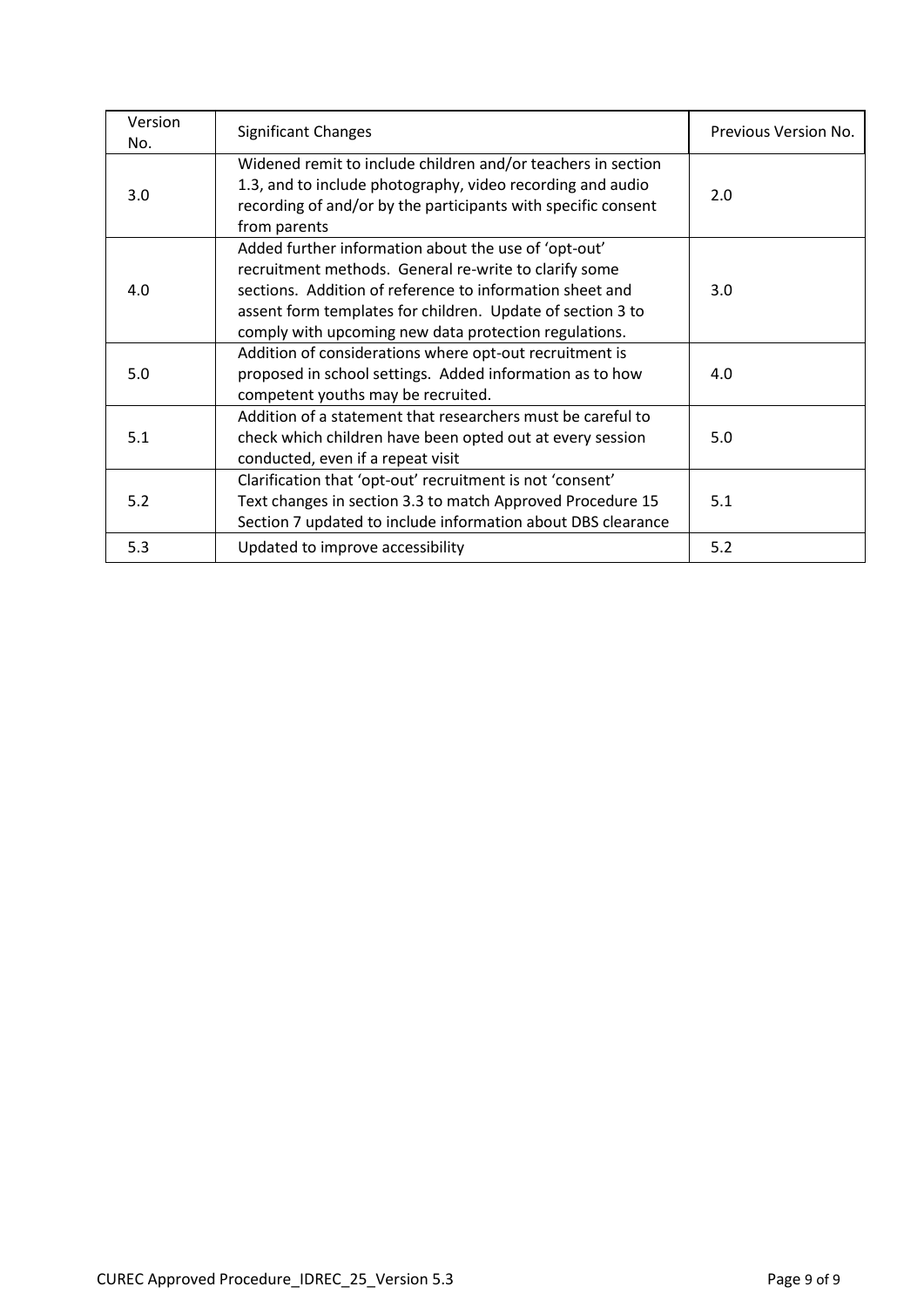| Version No. | Significant Changes | Previous Version No. |
|---|---|---|
| 3.0 | Widened remit to include children and/or teachers in section 1.3, and to include photography, video recording and audio recording of and/or by the participants with specific consent from parents | 2.0 |
| 4.0 | Added further information about the use of 'opt-out' recruitment methods. General re-write to clarify some sections. Addition of reference to information sheet and assent form templates for children. Update of section 3 to comply with upcoming new data protection regulations. | 3.0 |
| 5.0 | Addition of considerations where opt-out recruitment is proposed in school settings. Added information as to how competent youths may be recruited. | 4.0 |
| 5.1 | Addition of a statement that researchers must be careful to check which children have been opted out at every session conducted, even if a repeat visit | 5.0 |
| 5.2 | Clarification that 'opt-out' recruitment is not 'consent'<br>Text changes in section 3.3 to match Approved Procedure 15<br>Section 7 updated to include information about DBS clearance | 5.1 |
| 5.3 | Updated to improve accessibility | 5.2 |